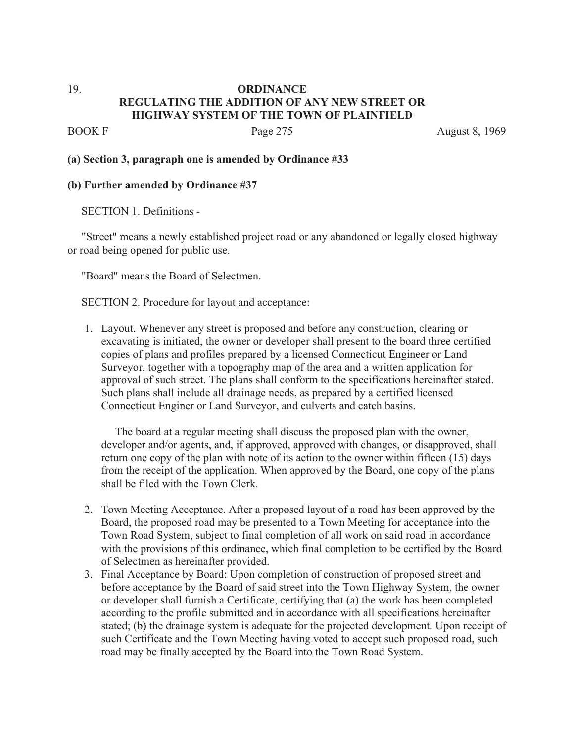19.

# ORDINANCE
## REGULATING THE ADDITION OF ANY NEW STREET OR HIGHWAY SYSTEM OF THE TOWN OF PLAINFIELD

BOOK F Page 275 August 8, 1969

**(a) Section 3, paragraph one is amended by Ordinance #33**

**(b) Further amended by Ordinance #37**

SECTION 1. Definitions -

"Street" means a newly established project road or any abandoned or legally closed highway or road being opened for public use.

"Board" means the Board of Selectmen.

SECTION 2. Procedure for layout and acceptance:

1. Layout. Whenever any street is proposed and before any construction, clearing or excavating is initiated, the owner or developer shall present to the board three certified copies of plans and profiles prepared by a licensed Connecticut Engineer or Land Surveyor, together with a topography map of the area and a written application for approval of such street. The plans shall conform to the specifications hereinafter stated. Such plans shall include all drainage needs, as prepared by a certified licensed Connecticut Enginer or Land Surveyor, and culverts and catch basins.

   The board at a regular meeting shall discuss the proposed plan with the owner, developer and/or agents, and, if approved, approved with changes, or disapproved, shall return one copy of the plan with note of its action to the owner within fifteen (15) days from the receipt of the application. When approved by the Board, one copy of the plans shall be filed with the Town Clerk.

2. Town Meeting Acceptance. After a proposed layout of a road has been approved by the Board, the proposed road may be presented to a Town Meeting for acceptance into the Town Road System, subject to final completion of all work on said road in accordance with the provisions of this ordinance, which final completion to be certified by the Board of Selectmen as hereinafter provided.
3. Final Acceptance by Board: Upon completion of construction of proposed street and before acceptance by the Board of said street into the Town Highway System, the owner or developer shall furnish a Certificate, certifying that (a) the work has been completed according to the profile submitted and in accordance with all specifications hereinafter stated; (b) the drainage system is adequate for the projected development. Upon receipt of such Certificate and the Town Meeting having voted to accept such proposed road, such road may be finally accepted by the Board into the Town Road System.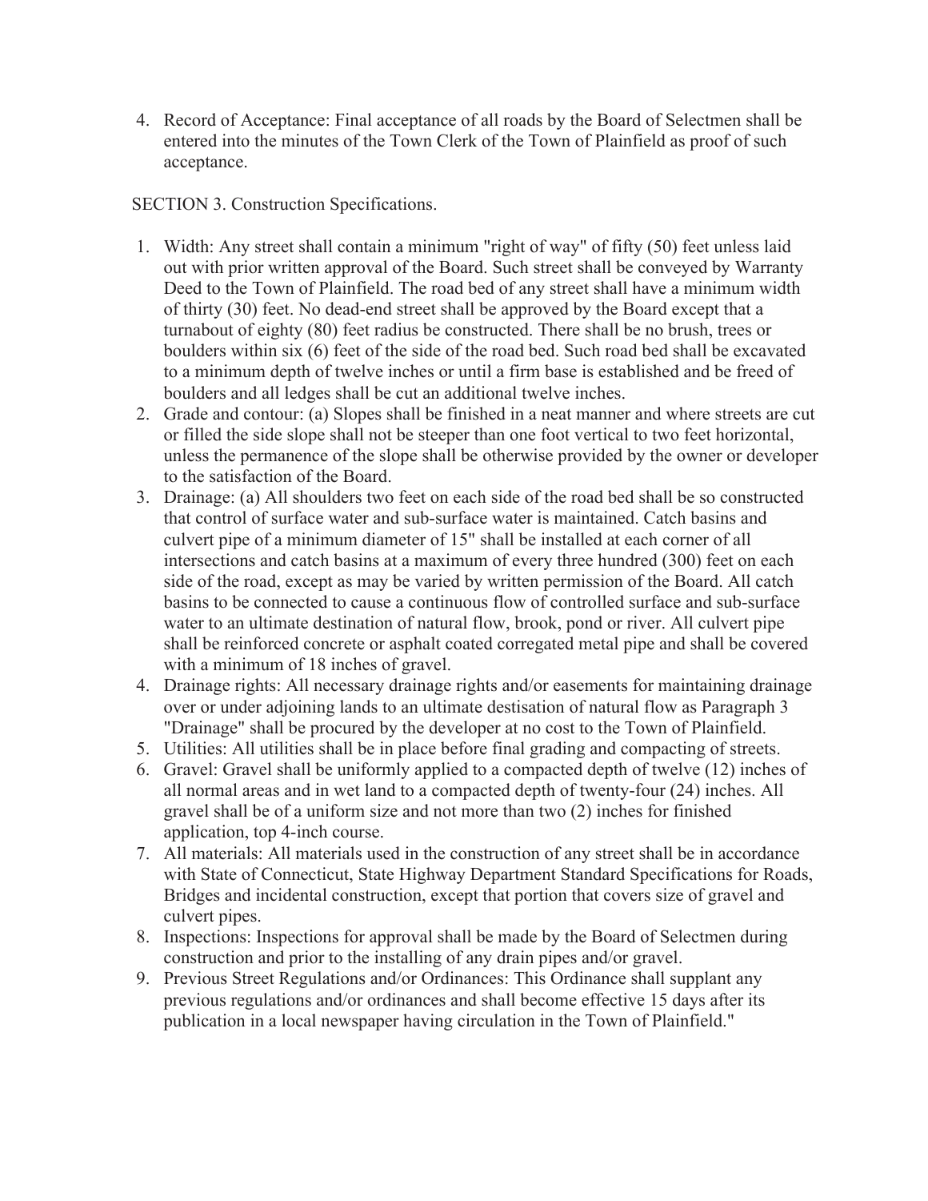4. Record of Acceptance: Final acceptance of all roads by the Board of Selectmen shall be entered into the minutes of the Town Clerk of the Town of Plainfield as proof of such acceptance.

SECTION 3. Construction Specifications.

1. Width: Any street shall contain a minimum "right of way" of fifty (50) feet unless laid out with prior written approval of the Board. Such street shall be conveyed by Warranty Deed to the Town of Plainfield. The road bed of any street shall have a minimum width of thirty (30) feet. No dead-end street shall be approved by the Board except that a turnabout of eighty (80) feet radius be constructed. There shall be no brush, trees or boulders within six (6) feet of the side of the road bed. Such road bed shall be excavated to a minimum depth of twelve inches or until a firm base is established and be freed of boulders and all ledges shall be cut an additional twelve inches.
2. Grade and contour: (a) Slopes shall be finished in a neat manner and where streets are cut or filled the side slope shall not be steeper than one foot vertical to two feet horizontal, unless the permanence of the slope shall be otherwise provided by the owner or developer to the satisfaction of the Board.
3. Drainage: (a) All shoulders two feet on each side of the road bed shall be so constructed that control of surface water and sub-surface water is maintained. Catch basins and culvert pipe of a minimum diameter of 15" shall be installed at each corner of all intersections and catch basins at a maximum of every three hundred (300) feet on each side of the road, except as may be varied by written permission of the Board. All catch basins to be connected to cause a continuous flow of controlled surface and sub-surface water to an ultimate destination of natural flow, brook, pond or river. All culvert pipe shall be reinforced concrete or asphalt coated corregated metal pipe and shall be covered with a minimum of 18 inches of gravel.
4. Drainage rights: All necessary drainage rights and/or easements for maintaining drainage over or under adjoining lands to an ultimate destisation of natural flow as Paragraph 3 "Drainage" shall be procured by the developer at no cost to the Town of Plainfield.
5. Utilities: All utilities shall be in place before final grading and compacting of streets.
6. Gravel: Gravel shall be uniformly applied to a compacted depth of twelve (12) inches of all normal areas and in wet land to a compacted depth of twenty-four (24) inches. All gravel shall be of a uniform size and not more than two (2) inches for finished application, top 4-inch course.
7. All materials: All materials used in the construction of any street shall be in accordance with State of Connecticut, State Highway Department Standard Specifications for Roads, Bridges and incidental construction, except that portion that covers size of gravel and culvert pipes.
8. Inspections: Inspections for approval shall be made by the Board of Selectmen during construction and prior to the installing of any drain pipes and/or gravel.
9. Previous Street Regulations and/or Ordinances: This Ordinance shall supplant any previous regulations and/or ordinances and shall become effective 15 days after its publication in a local newspaper having circulation in the Town of Plainfield."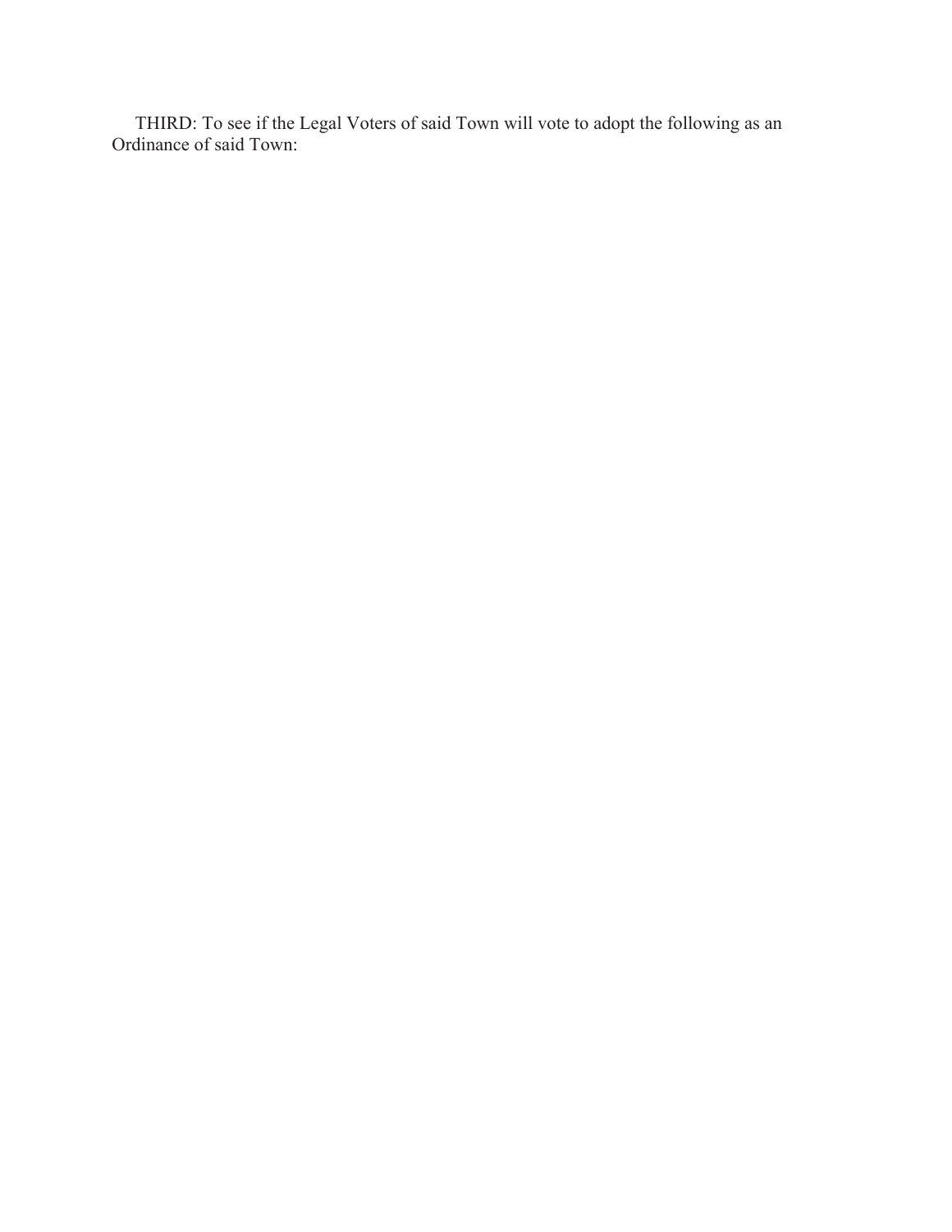THIRD: To see if the Legal Voters of said Town will vote to adopt the following as an Ordinance of said Town: